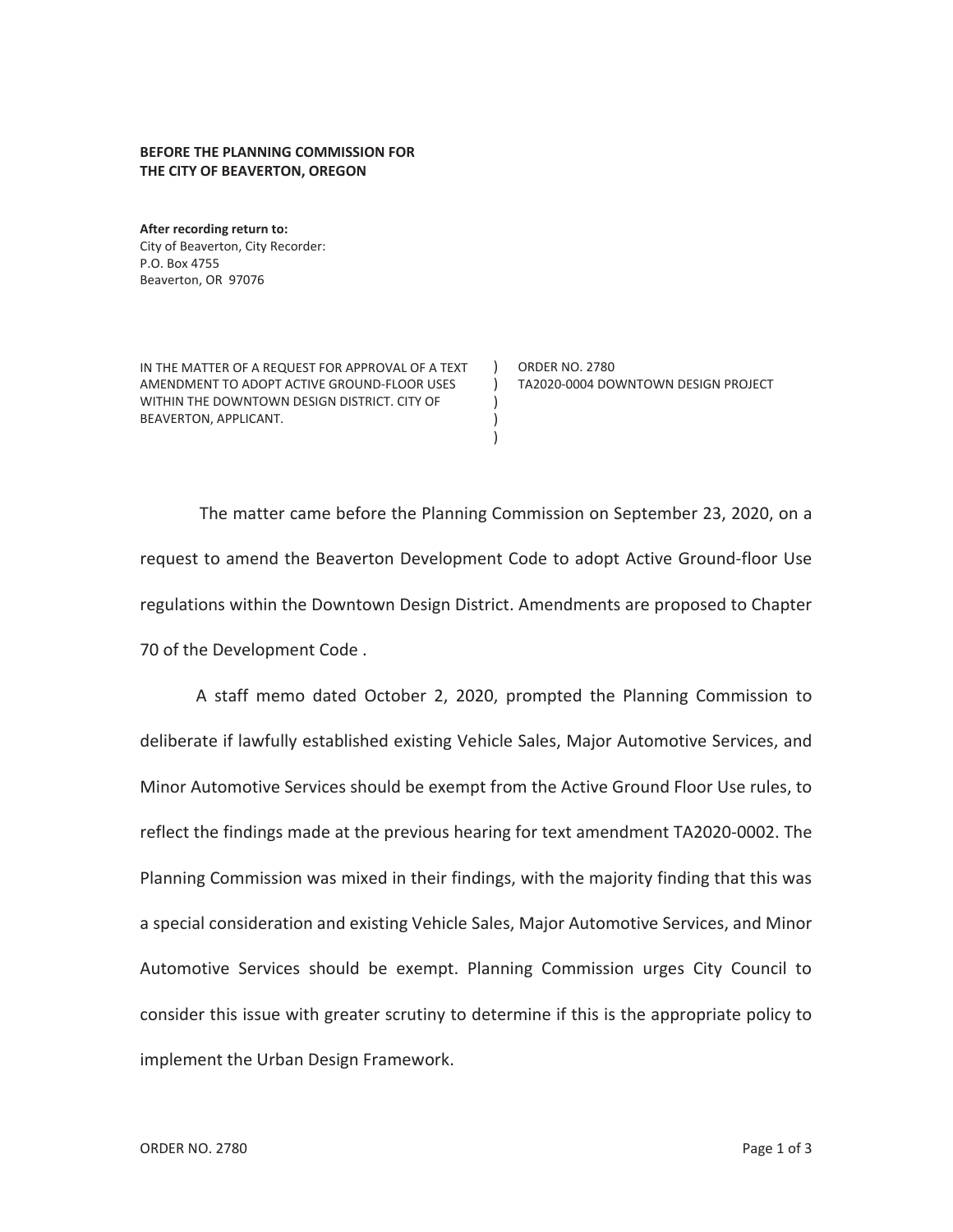**BEFORE THE PLANNING COMMISSION FOR**
**THE CITY OF BEAVERTON, OREGON**

**After recording return to:**
City of Beaverton, City Recorder:
P.O. Box 4755
Beaverton, OR 97076

| | | |
|---|---|---|
| IN THE MATTER OF A REQUEST FOR APPROVAL OF A TEXT AMENDMENT TO ADOPT ACTIVE GROUND-FLOOR USES WITHIN THE DOWNTOWN DESIGN DISTRICT. CITY OF BEAVERTON, APPLICANT. | ) ) ) ) ) | ORDER NO. 2780<br>TA2020-0004 DOWNTOWN DESIGN PROJECT |

The matter came before the Planning Commission on September 23, 2020, on a request to amend the Beaverton Development Code to adopt Active Ground-floor Use regulations within the Downtown Design District. Amendments are proposed to Chapter 70 of the Development Code .

A staff memo dated October 2, 2020, prompted the Planning Commission to deliberate if lawfully established existing Vehicle Sales, Major Automotive Services, and Minor Automotive Services should be exempt from the Active Ground Floor Use rules, to reflect the findings made at the previous hearing for text amendment TA2020-0002. The Planning Commission was mixed in their findings, with the majority finding that this was a special consideration and existing Vehicle Sales, Major Automotive Services, and Minor Automotive Services should be exempt. Planning Commission urges City Council to consider this issue with greater scrutiny to determine if this is the appropriate policy to implement the Urban Design Framework.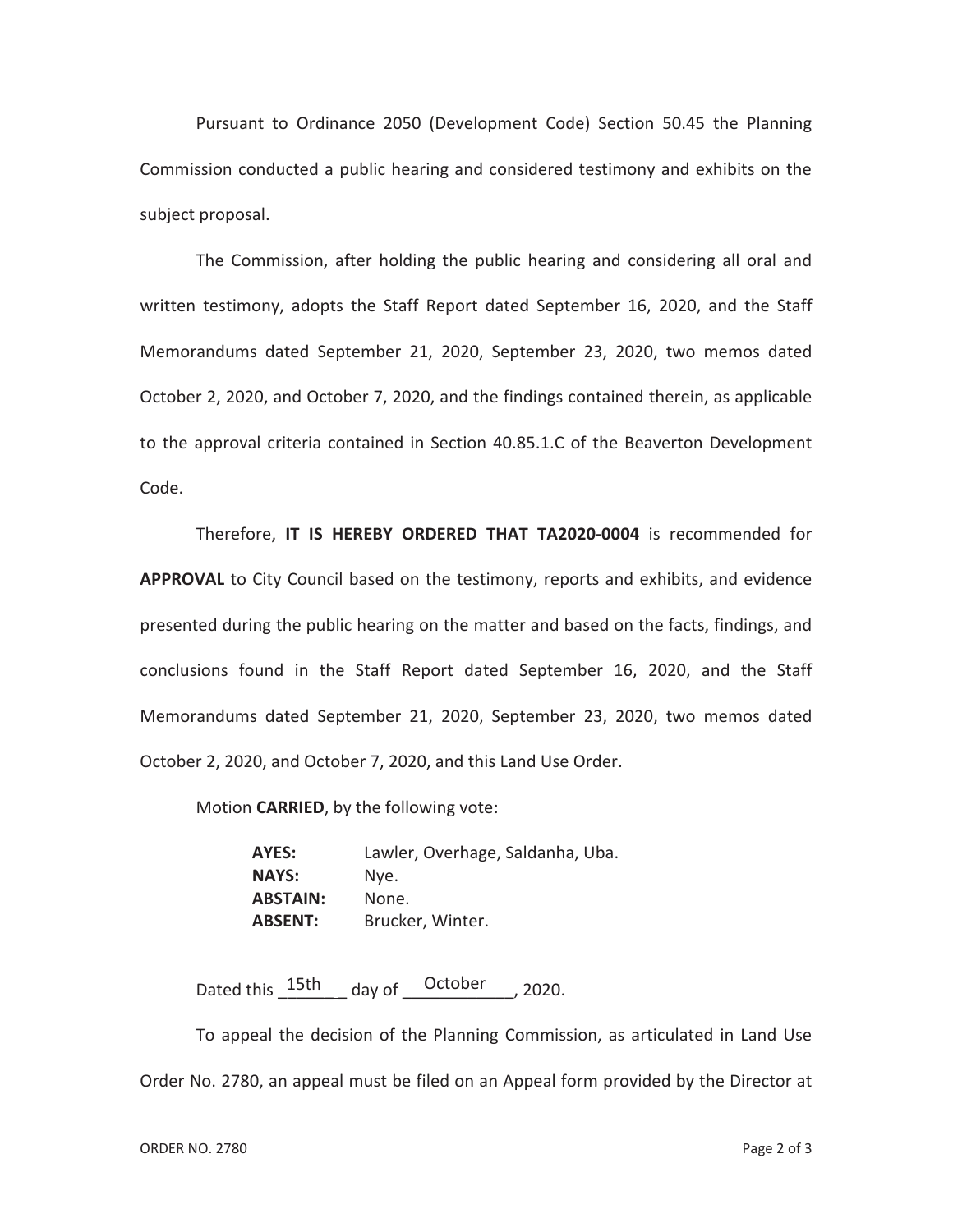Pursuant to Ordinance 2050 (Development Code) Section 50.45 the Planning Commission conducted a public hearing and considered testimony and exhibits on the subject proposal.

The Commission, after holding the public hearing and considering all oral and written testimony, adopts the Staff Report dated September 16, 2020, and the Staff Memorandums dated September 21, 2020, September 23, 2020, two memos dated October 2, 2020, and October 7, 2020, and the findings contained therein, as applicable to the approval criteria contained in Section 40.85.1.C of the Beaverton Development Code.

Therefore, **IT IS HEREBY ORDERED THAT TA2020-0004** is recommended for **APPROVAL** to City Council based on the testimony, reports and exhibits, and evidence presented during the public hearing on the matter and based on the facts, findings, and conclusions found in the Staff Report dated September 16, 2020, and the Staff Memorandums dated September 21, 2020, September 23, 2020, two memos dated October 2, 2020, and October 7, 2020, and this Land Use Order.

Motion **CARRIED**, by the following vote:

**AYES:** Lawler, Overhage, Saldanha, Uba.
**NAYS:** Nye.
**ABSTAIN:** None.
**ABSENT:** Brucker, Winter.

Dated this 15th day of October, 2020.

To appeal the decision of the Planning Commission, as articulated in Land Use Order No. 2780, an appeal must be filed on an Appeal form provided by the Director at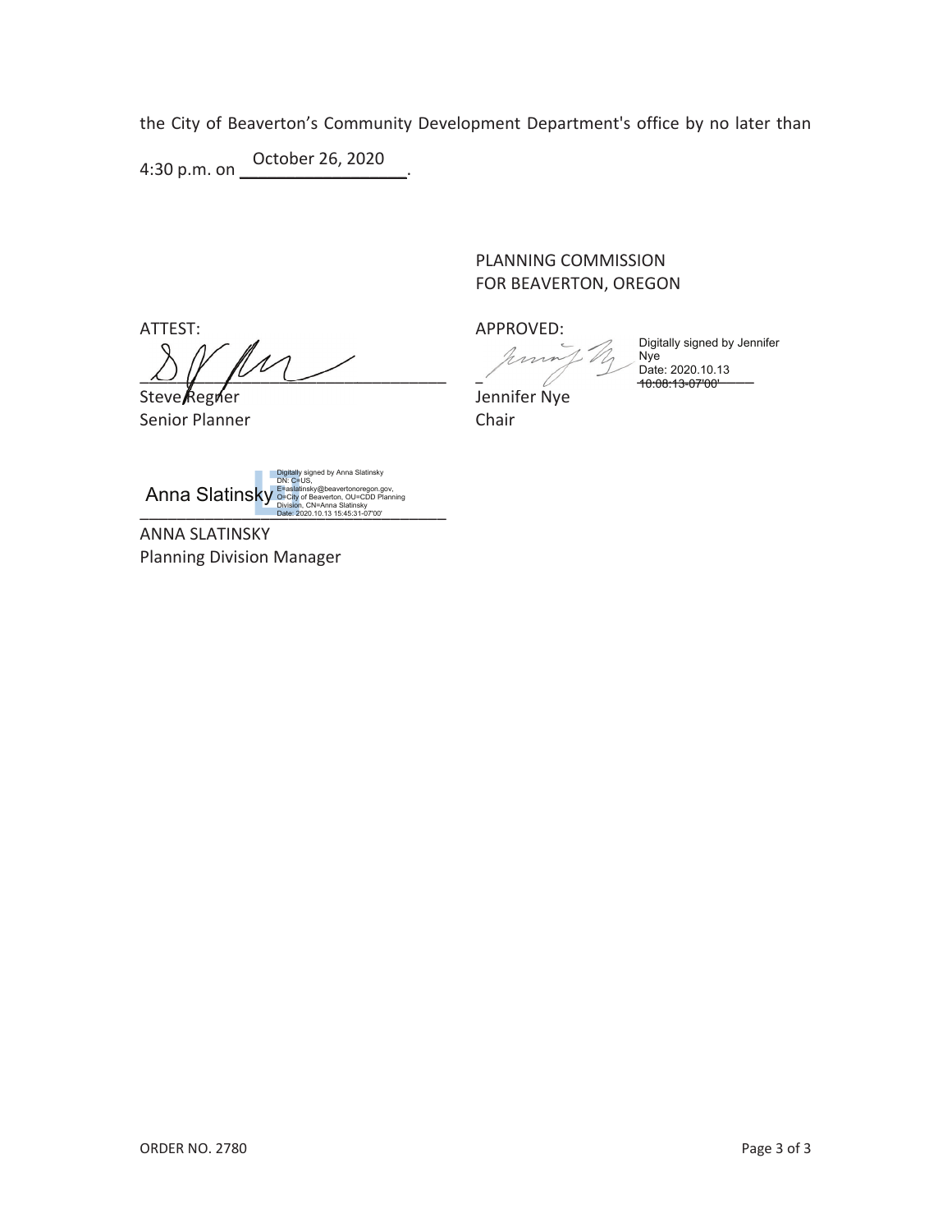the City of Beaverton's Community Development Department's office by no later than 4:30 p.m. on October 26, 2020.

PLANNING COMMISSION
FOR BEAVERTON, OREGON

ATTEST:

Steve Regner
Senior Planner

APPROVED:

Digitally signed by Jennifer Nye
Date: 2020.10.13 10:08:13-07'00'

Jennifer Nye
Chair

Anna Slatinsky

Digitally signed by Anna Slatinsky
DN: C=US, E=aslatinsky@beavertonoregon.gov, O=City of Beaverton, OU=CDD Planning Division, CN=Anna Slatinsky
Date: 2020.10.13 15:45:31-07'00'

ANNA SLATINSKY
Planning Division Manager

ORDER NO. 2780